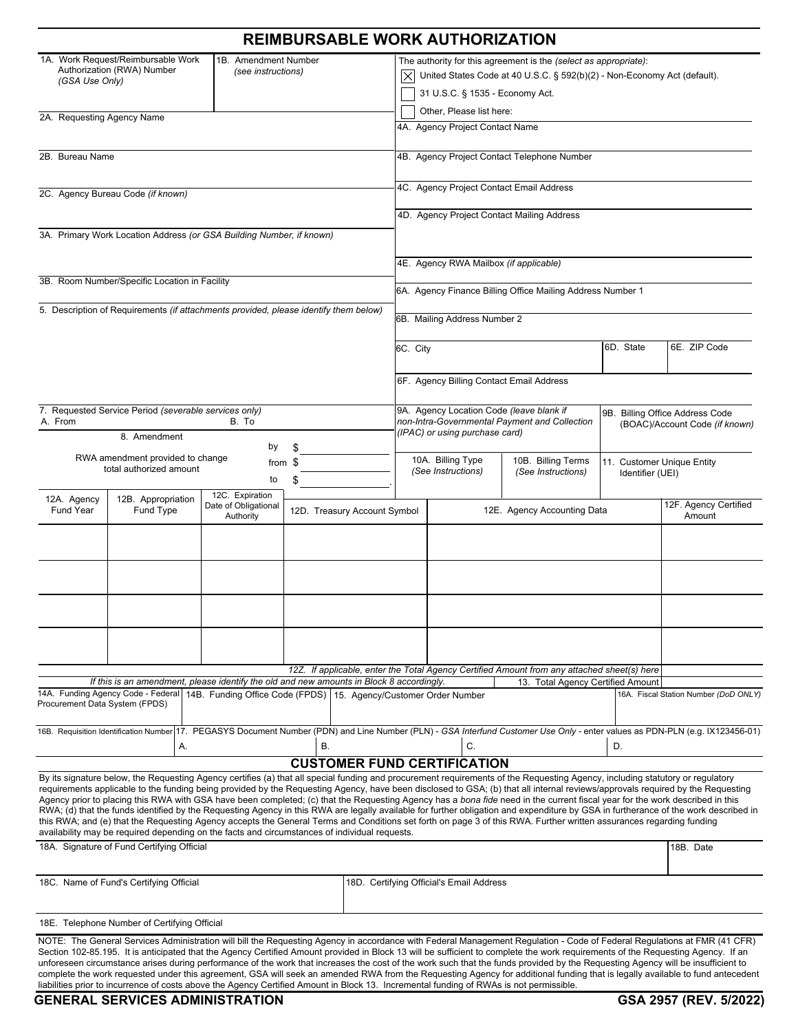# REIMBURSABLE WORK AUTHORIZATION

1A. Work Request/Reimbursable Work Authorization (RWA) Number *(GSA Use Only)*

1B. Amendment Number *(see instructions)*

The authority for this agreement is the *(select as appropriate)*:

- [X] United States Code at 40 U.S.C. § 592(b)(2) - Non-Economy Act (default).
- [ ] 31 U.S.C. § 1535 - Economy Act.
- [ ] Other, Please list here:

2A. Requesting Agency Name

2B. Bureau Name

2C. Agency Bureau Code *(if known)*

3A. Primary Work Location Address *(or GSA Building Number, if known)*

3B. Room Number/Specific Location in Facility

4A. Agency Project Contact Name

4B. Agency Project Contact Telephone Number

4C. Agency Project Contact Email Address

4D. Agency Project Contact Mailing Address

4E. Agency RWA Mailbox *(if applicable)*

5. Description of Requirements *(if attachments provided, please identify them below)*

6A. Agency Finance Billing Office Mailing Address Number 1

6B. Mailing Address Number 2

6C. City | 6D. State | 6E. ZIP Code

6F. Agency Billing Contact Email Address

7. Requested Service Period *(severable services only)*
A. From B. To

8. Amendment

RWA amendment provided to change total authorized amount by $ ______ from $ ______ to $ ______.

9A. Agency Location Code *(leave blank if non-Intra-Governmental Payment and Collection (IPAC) or using purchase card)*

9B. Billing Office Address Code (BOAC)/Account Code *(if known)*

10A. Billing Type *(See Instructions)*

10B. Billing Terms *(See Instructions)*

11. Customer Unique Entity Identifier (UEI)

| 12A. Agency Fund Year | 12B. Appropriation Fund Type | 12C. Expiration Date of Obligational Authority | 12D. Treasury Account Symbol | 12E. Agency Accounting Data | 12F. Agency Certified Amount |
|---|---|---|---|---|---|
| | | | | | |
| | | | | | |
| | | | | | |
| | | | | | |

12Z. If applicable, enter the Total Agency Certified Amount from any attached sheet(s) here

*If this is an amendment, please identify the old and new amounts in Block 8 accordingly.*

13. Total Agency Certified Amount

14A. Funding Agency Code - Federal Procurement Data System (FPDS)

14B. Funding Office Code (FPDS)

15. Agency/Customer Order Number

16A. Fiscal Station Number *(DoD ONLY)*

16B. Requisition Identification Number

17. PEGASYS Document Number (PDN) and Line Number (PLN) - *GSA Interfund Customer Use Only* - enter values as PDN-PLN (e.g. IX123456-01)

A. B. C. D.

## CUSTOMER FUND CERTIFICATION

By its signature below, the Requesting Agency certifies (a) that all special funding and procurement requirements of the Requesting Agency, including statutory or regulatory requirements applicable to the funding being provided by the Requesting Agency, have been disclosed to GSA; (b) that all internal reviews/approvals required by the Requesting Agency prior to placing this RWA with GSA have been completed; (c) that the Requesting Agency has a *bona fide* need in the current fiscal year for the work described in this RWA; (d) that the funds identified by the Requesting Agency in this RWA are legally available for further obligation and expenditure by GSA in furtherance of the work described in this RWA; and (e) that the Requesting Agency accepts the General Terms and Conditions set forth on page 3 of this RWA. Further written assurances regarding funding availability may be required depending on the facts and circumstances of individual requests.

18A. Signature of Fund Certifying Official

18B. Date

18C. Name of Fund's Certifying Official

18D. Certifying Official's Email Address

18E. Telephone Number of Certifying Official

NOTE: The General Services Administration will bill the Requesting Agency in accordance with Federal Management Regulation - Code of Federal Regulations at FMR (41 CFR) Section 102-85.195. It is anticipated that the Agency Certified Amount provided in Block 13 will be sufficient to complete the work requirements of the Requesting Agency. If an unforeseen circumstance arises during performance of the work that increases the cost of the work such that the funds provided by the Requesting Agency will be insufficient to complete the work requested under this agreement, GSA will seek an amended RWA from the Requesting Agency for additional funding that is legally available to fund antecedent liabilities prior to incurrence of costs above the Agency Certified Amount in Block 13. Incremental funding of RWAs is not permissible.

**GENERAL SERVICES ADMINISTRATION** **GSA 2957 (REV. 5/2022)**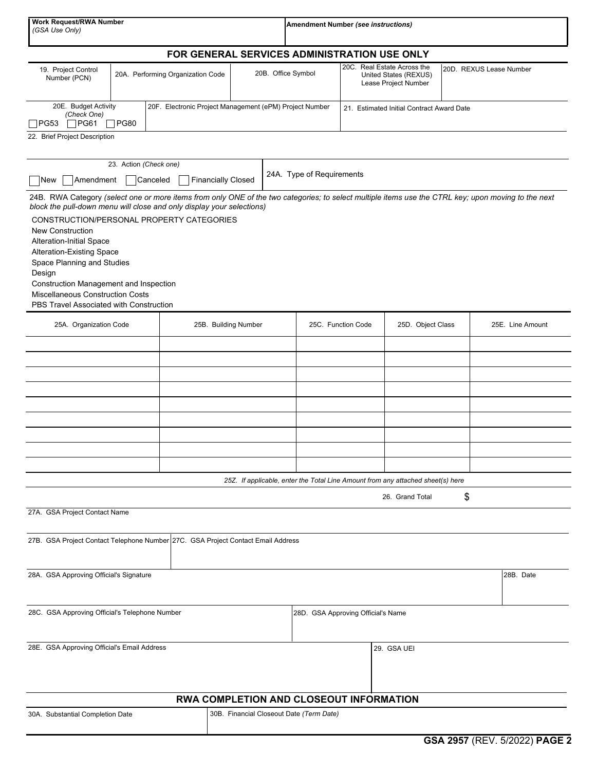| Work Request/RWA Number *(GSA Use Only)* | Amendment Number *(see instructions)* |
|---|---|
| | |

## FOR GENERAL SERVICES ADMINISTRATION USE ONLY

| 19. Project Control Number (PCN) | 20A. Performing Organization Code | 20B. Office Symbol | 20C. Real Estate Across the United States (REXUS) Lease Project Number | 20D. REXUS Lease Number |
|---|---|---|---|---|
| | | | | |

| 20E. Budget Activity *(Check One)* ☐ PG53 ☐ PG61 ☐ PG80 | 20F. Electronic Project Management (ePM) Project Number | 21. Estimated Initial Contract Award Date |
|---|---|---|
| | | |

22. Brief Project Description

| 23. Action *(Check one)* ☐ New ☐ Amendment ☐ Canceled ☐ Financially Closed | 24A. Type of Requirements |
|---|---|
| | |

24B. RWA Category *(select one or more items from only ONE of the two categories; to select multiple items use the CTRL key; upon moving to the next block the pull-down menu will close and only display your selections)*

CONSTRUCTION/PERSONAL PROPERTY CATEGORIES
New Construction
Alteration-Initial Space
Alteration-Existing Space
Space Planning and Studies
Design
Construction Management and Inspection
Miscellaneous Construction Costs
PBS Travel Associated with Construction

| 25A. Organization Code | 25B. Building Number | 25C. Function Code | 25D. Object Class | 25E. Line Amount |
|---|---|---|---|---|
| | | | | |
| | | | | |
| | | | | |
| | | | | |
| | | | | |
| | | | | |
| | | | | |
| | | | | |
| | | | | |

*25Z. If applicable, enter the Total Line Amount from any attached sheet(s) here*

26. Grand Total $

27A. GSA Project Contact Name

| 27B. GSA Project Contact Telephone Number | 27C. GSA Project Contact Email Address |
|---|---|
| | |

| 28A. GSA Approving Official's Signature | 28B. Date |
|---|---|
| | |

| 28C. GSA Approving Official's Telephone Number | 28D. GSA Approving Official's Name |
|---|---|
| | |

| 28E. GSA Approving Official's Email Address | 29. GSA UEI |
|---|---|
| | |

## RWA COMPLETION AND CLOSEOUT INFORMATION

| 30A. Substantial Completion Date | 30B. Financial Closeout Date *(Term Date)* |
|---|---|
| | |

**GSA 2957** (REV. 5/2022) **PAGE 2**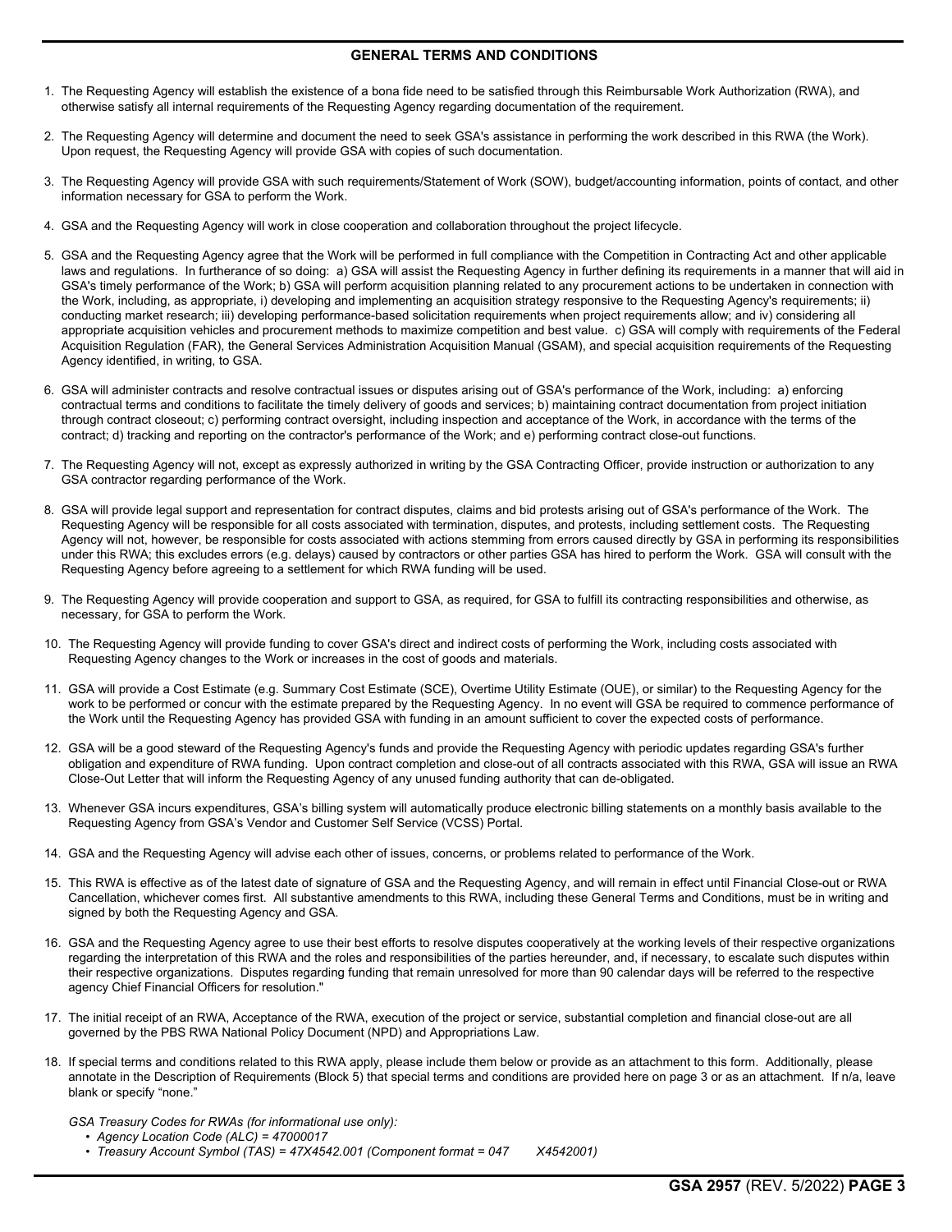## GENERAL TERMS AND CONDITIONS

1. The Requesting Agency will establish the existence of a bona fide need to be satisfied through this Reimbursable Work Authorization (RWA), and otherwise satisfy all internal requirements of the Requesting Agency regarding documentation of the requirement.

2. The Requesting Agency will determine and document the need to seek GSA's assistance in performing the work described in this RWA (the Work). Upon request, the Requesting Agency will provide GSA with copies of such documentation.

3. The Requesting Agency will provide GSA with such requirements/Statement of Work (SOW), budget/accounting information, points of contact, and other information necessary for GSA to perform the Work.

4. GSA and the Requesting Agency will work in close cooperation and collaboration throughout the project lifecycle.

5. GSA and the Requesting Agency agree that the Work will be performed in full compliance with the Competition in Contracting Act and other applicable laws and regulations. In furtherance of so doing: a) GSA will assist the Requesting Agency in further defining its requirements in a manner that will aid in GSA's timely performance of the Work; b) GSA will perform acquisition planning related to any procurement actions to be undertaken in connection with the Work, including, as appropriate, i) developing and implementing an acquisition strategy responsive to the Requesting Agency's requirements; ii) conducting market research; iii) developing performance-based solicitation requirements when project requirements allow; and iv) considering all appropriate acquisition vehicles and procurement methods to maximize competition and best value. c) GSA will comply with requirements of the Federal Acquisition Regulation (FAR), the General Services Administration Acquisition Manual (GSAM), and special acquisition requirements of the Requesting Agency identified, in writing, to GSA.

6. GSA will administer contracts and resolve contractual issues or disputes arising out of GSA's performance of the Work, including: a) enforcing contractual terms and conditions to facilitate the timely delivery of goods and services; b) maintaining contract documentation from project initiation through contract closeout; c) performing contract oversight, including inspection and acceptance of the Work, in accordance with the terms of the contract; d) tracking and reporting on the contractor's performance of the Work; and e) performing contract close-out functions.

7. The Requesting Agency will not, except as expressly authorized in writing by the GSA Contracting Officer, provide instruction or authorization to any GSA contractor regarding performance of the Work.

8. GSA will provide legal support and representation for contract disputes, claims and bid protests arising out of GSA's performance of the Work. The Requesting Agency will be responsible for all costs associated with termination, disputes, and protests, including settlement costs. The Requesting Agency will not, however, be responsible for costs associated with actions stemming from errors caused directly by GSA in performing its responsibilities under this RWA; this excludes errors (e.g. delays) caused by contractors or other parties GSA has hired to perform the Work. GSA will consult with the Requesting Agency before agreeing to a settlement for which RWA funding will be used.

9. The Requesting Agency will provide cooperation and support to GSA, as required, for GSA to fulfill its contracting responsibilities and otherwise, as necessary, for GSA to perform the Work.

10. The Requesting Agency will provide funding to cover GSA's direct and indirect costs of performing the Work, including costs associated with Requesting Agency changes to the Work or increases in the cost of goods and materials.

11. GSA will provide a Cost Estimate (e.g. Summary Cost Estimate (SCE), Overtime Utility Estimate (OUE), or similar) to the Requesting Agency for the work to be performed or concur with the estimate prepared by the Requesting Agency. In no event will GSA be required to commence performance of the Work until the Requesting Agency has provided GSA with funding in an amount sufficient to cover the expected costs of performance.

12. GSA will be a good steward of the Requesting Agency's funds and provide the Requesting Agency with periodic updates regarding GSA's further obligation and expenditure of RWA funding. Upon contract completion and close-out of all contracts associated with this RWA, GSA will issue an RWA Close-Out Letter that will inform the Requesting Agency of any unused funding authority that can de-obligated.

13. Whenever GSA incurs expenditures, GSA's billing system will automatically produce electronic billing statements on a monthly basis available to the Requesting Agency from GSA's Vendor and Customer Self Service (VCSS) Portal.

14. GSA and the Requesting Agency will advise each other of issues, concerns, or problems related to performance of the Work.

15. This RWA is effective as of the latest date of signature of GSA and the Requesting Agency, and will remain in effect until Financial Close-out or RWA Cancellation, whichever comes first. All substantive amendments to this RWA, including these General Terms and Conditions, must be in writing and signed by both the Requesting Agency and GSA.

16. GSA and the Requesting Agency agree to use their best efforts to resolve disputes cooperatively at the working levels of their respective organizations regarding the interpretation of this RWA and the roles and responsibilities of the parties hereunder, and, if necessary, to escalate such disputes within their respective organizations. Disputes regarding funding that remain unresolved for more than 90 calendar days will be referred to the respective agency Chief Financial Officers for resolution."

17. The initial receipt of an RWA, Acceptance of the RWA, execution of the project or service, substantial completion and financial close-out are all governed by the PBS RWA National Policy Document (NPD) and Appropriations Law.

18. If special terms and conditions related to this RWA apply, please include them below or provide as an attachment to this form. Additionally, please annotate in the Description of Requirements (Block 5) that special terms and conditions are provided here on page 3 or as an attachment. If n/a, leave blank or specify "none."

*GSA Treasury Codes for RWAs (for informational use only):*

- *Agency Location Code (ALC) = 47000017*
- *Treasury Account Symbol (TAS) = 47X4542.001 (Component format = 047 X4542001)*

GSA 2957 (REV. 5/2022)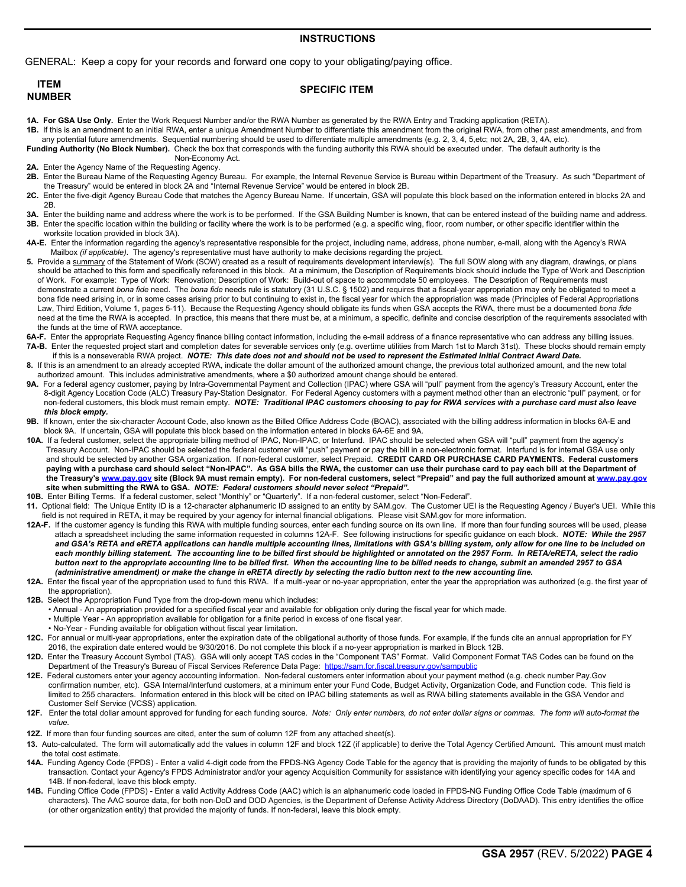## INSTRUCTIONS

GENERAL: Keep a copy for your records and forward one copy to your obligating/paying office.

| ITEM NUMBER | SPECIFIC ITEM |
|---|---|

**1A. For GSA Use Only.** Enter the Work Request Number and/or the RWA Number as generated by the RWA Entry and Tracking application (RETA).

**1B.** If this is an amendment to an initial RWA, enter a unique Amendment Number to differentiate this amendment from the original RWA, from other past amendments, and from any potential future amendments. Sequential numbering should be used to differentiate multiple amendments (e.g. 2, 3, 4, 5,etc; not 2A, 2B, 3, 4A, etc).

**Funding Authority (No Block Number).** Check the box that corresponds with the funding authority this RWA should be executed under. The default authority is the Non-Economy Act.

**2A.** Enter the Agency Name of the Requesting Agency.

**2B.** Enter the Bureau Name of the Requesting Agency Bureau. For example, the Internal Revenue Service is Bureau within Department of the Treasury. As such "Department of the Treasury" would be entered in block 2A and "Internal Revenue Service" would be entered in block 2B.

**2C.** Enter the five-digit Agency Bureau Code that matches the Agency Bureau Name. If uncertain, GSA will populate this block based on the information entered in blocks 2A and 2B.

**3A.** Enter the building name and address where the work is to be performed. If the GSA Building Number is known, that can be entered instead of the building name and address.

**3B.** Enter the specific location within the building or facility where the work is to be performed (e.g. a specific wing, floor, room number, or other specific identifier within the worksite location provided in block 3A).

**4A-E.** Enter the information regarding the agency's representative responsible for the project, including name, address, phone number, e-mail, along with the Agency's RWA Mailbox *(if applicable)*. The agency's representative must have authority to make decisions regarding the project.

**5.** Provide a summary of the Statement of Work (SOW) created as a result of requirements development interview(s). The full SOW along with any diagram, drawings, or plans should be attached to this form and specifically referenced in this block. At a minimum, the Description of Requirements block should include the Type of Work and Description of Work. For example: Type of Work: Renovation; Description of Work: Build-out of space to accommodate 50 employees. The Description of Requirements must demonstrate a current *bona fide* need. The *bona fide* needs rule is statutory (31 U.S.C. § 1502) and requires that a fiscal-year appropriation may only be obligated to meet a bona fide need arising in, or in some cases arising prior to but continuing to exist in, the fiscal year for which the appropriation was made (Principles of Federal Appropriations Law, Third Edition, Volume 1, pages 5-11). Because the Requesting Agency should obligate its funds when GSA accepts the RWA, there must be a documented *bona fide* need at the time the RWA is accepted. In practice, this means that there must be, at a minimum, a specific, definite and concise description of the requirements associated with the funds at the time of RWA acceptance.

**6A-F.** Enter the appropriate Requesting Agency finance billing contact information, including the e-mail address of a finance representative who can address any billing issues.

**7A-B.** Enter the requested project start and completion dates for severable services only (e.g. overtime utilities from March 1st to March 31st). These blocks should remain empty if this is a nonseverable RWA project. ***NOTE: This date does not and should not be used to represent the Estimated Initial Contract Award Date.***

**8.** If this is an amendment to an already accepted RWA, indicate the dollar amount of the authorized amount change, the previous total authorized amount, and the new total authorized amount. This includes administrative amendments, where a $0 authorized amount change should be entered.

**9A.** For a federal agency customer, paying by Intra-Governmental Payment and Collection (IPAC) where GSA will "pull" payment from the agency's Treasury Account, enter the 8-digit Agency Location Code (ALC) Treasury Pay-Station Designator. For Federal Agency customers with a payment method other than an electronic "pull" payment, or for non-federal customers, this block must remain empty. ***NOTE: Traditional IPAC customers choosing to pay for RWA services with a purchase card must also leave this block empty.***

**9B.** If known, enter the six-character Account Code, also known as the Billed Office Address Code (BOAC), associated with the billing address information in blocks 6A-E and block 9A. If uncertain, GSA will populate this block based on the information entered in blocks 6A-6E and 9A.

**10A.** If a federal customer, select the appropriate billing method of IPAC, Non-IPAC, or Interfund. IPAC should be selected when GSA will "pull" payment from the agency's Treasury Account. Non-IPAC should be selected the federal customer will "push" payment or pay the bill in a non-electronic format. Interfund is for internal GSA use only and should be selected by another GSA organization. If non-federal customer, select Prepaid. **CREDIT CARD OR PURCHASE CARD PAYMENTS. Federal customers paying with a purchase card should select "Non-IPAC". As GSA bills the RWA, the customer can use their purchase card to pay each bill at the Department of the Treasury's [www.pay.gov](www.pay.gov) site (Block 9A must remain empty). For non-federal customers, select "Prepaid" and pay the full authorized amount at [www.pay.gov](www.pay.gov) site when submitting the RWA to GSA. *NOTE: Federal customers should never select "Prepaid".***

**10B.** Enter Billing Terms. If a federal customer, select "Monthly" or "Quarterly". If a non-federal customer, select "Non-Federal".

**11.** Optional field: The Unique Entity ID is a 12-character alphanumeric ID assigned to an entity by SAM.gov. The Customer UEI is the Requesting Agency / Buyer's UEI. While this field is not required in RETA, it may be required by your agency for internal financial obligations. Please visit SAM.gov for more information.

**12A-F.** If the customer agency is funding this RWA with multiple funding sources, enter each funding source on its own line. If more than four funding sources will be used, please attach a spreadsheet including the same information requested in columns 12A-F. See following instructions for specific guidance on each block. ***NOTE: While the 2957 and GSA's RETA and eRETA applications can handle multiple accounting lines, limitations with GSA's billing system, only allow for one line to be included on each monthly billing statement. The accounting line to be billed first should be highlighted or annotated on the 2957 Form. In RETA/eRETA, select the radio button next to the appropriate accounting line to be billed first. When the accounting line to be billed needs to change, submit an amended 2957 to GSA (administrative amendment) or make the change in eRETA directly by selecting the radio button next to the new accounting line.***

**12A.** Enter the fiscal year of the appropriation used to fund this RWA. If a multi-year or no-year appropriation, enter the year the appropriation was authorized (e.g. the first year of the appropriation).

**12B.** Select the Appropriation Fund Type from the drop-down menu which includes:

- Annual - An appropriation provided for a specified fiscal year and available for obligation only during the fiscal year for which made.
- Multiple Year - An appropriation available for obligation for a finite period in excess of one fiscal year.
- No-Year - Funding available for obligation without fiscal year limitation.

**12C.** For annual or multi-year appropriations, enter the expiration date of the obligational authority of those funds. For example, if the funds cite an annual appropriation for FY 2016, the expiration date entered would be 9/30/2016. Do not complete this block if a no-year appropriation is marked in Block 12B.

**12D.** Enter the Treasury Account Symbol (TAS). GSA will only accept TAS codes in the "Component TAS" Format. Valid Component Format TAS Codes can be found on the Department of the Treasury's Bureau of Fiscal Services Reference Data Page: [https://sam.for.fiscal.treasury.gov/sampublic](https://sam.for.fiscal.treasury.gov/sampublic)

**12E.** Federal customers enter your agency accounting information. Non-federal customers enter information about your payment method (e.g. check number Pay.Gov confirmation number, etc). GSA Internal/Interfund customers, at a minimum enter your Fund Code, Budget Activity, Organization Code, and Function code. This field is limited to 255 characters. Information entered in this block will be cited on IPAC billing statements as well as RWA billing statements available in the GSA Vendor and Customer Self Service (VCSS) application.

**12F.** Enter the total dollar amount approved for funding for each funding source. *Note: Only enter numbers, do not enter dollar signs or commas. The form will auto-format the value.*

**12Z.** If more than four funding sources are cited, enter the sum of column 12F from any attached sheet(s).

**13.** Auto-calculated. The form will automatically add the values in column 12F and block 12Z (if applicable) to derive the Total Agency Certified Amount. This amount must match the total cost estimate.

**14A.** Funding Agency Code (FPDS) - Enter a valid 4-digit code from the FPDS-NG Agency Code Table for the agency that is providing the majority of funds to be obligated by this transaction. Contact your Agency's FPDS Administrator and/or your agency Acquisition Community for assistance with identifying your agency specific codes for 14A and 14B. If non-federal, leave this block empty.

**14B.** Funding Office Code (FPDS) - Enter a valid Activity Address Code (AAC) which is an alphanumeric code loaded in FPDS-NG Funding Office Code Table (maximum of 6 characters). The AAC source data, for both non-DoD and DOD Agencies, is the Department of Defense Activity Address Directory (DoDAAD). This entry identifies the office (or other organization entity) that provided the majority of funds. If non-federal, leave this block empty.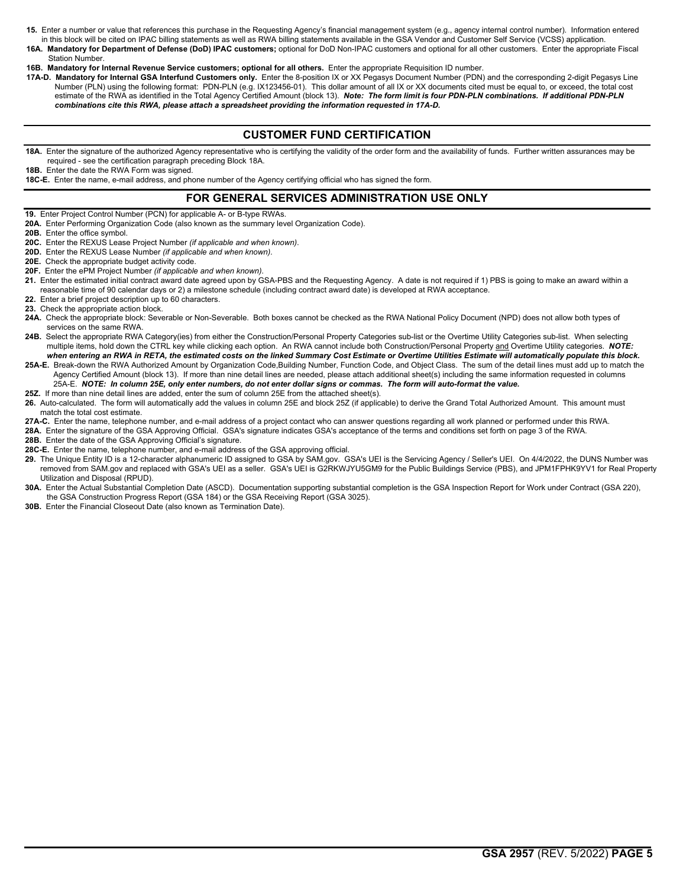**15.** Enter a number or value that references this purchase in the Requesting Agency's financial management system (e.g., agency internal control number). Information entered in this block will be cited on IPAC billing statements as well as RWA billing statements available in the GSA Vendor and Customer Self Service (VCSS) application.

**16A. Mandatory for Department of Defense (DoD) IPAC customers;** optional for DoD Non-IPAC customers and optional for all other customers. Enter the appropriate Fiscal Station Number.

**16B. Mandatory for Internal Revenue Service customers; optional for all others.** Enter the appropriate Requisition ID number.

**17A-D. Mandatory for Internal GSA Interfund Customers only.** Enter the 8-position IX or XX Pegasys Document Number (PDN) and the corresponding 2-digit Pegasys Line Number (PLN) using the following format: PDN-PLN (e.g. IX123456-01). This dollar amount of all IX or XX documents cited must be equal to, or exceed, the total cost estimate of the RWA as identified in the Total Agency Certified Amount (block 13). ***Note: The form limit is four PDN-PLN combinations. If additional PDN-PLN combinations cite this RWA, please attach a spreadsheet providing the information requested in 17A-D.***

## CUSTOMER FUND CERTIFICATION

**18A.** Enter the signature of the authorized Agency representative who is certifying the validity of the order form and the availability of funds. Further written assurances may be required - see the certification paragraph preceding Block 18A.

**18B.** Enter the date the RWA Form was signed.

**18C-E.** Enter the name, e-mail address, and phone number of the Agency certifying official who has signed the form.

## FOR GENERAL SERVICES ADMINISTRATION USE ONLY

**19.** Enter Project Control Number (PCN) for applicable A- or B-type RWAs.

**20A.** Enter Performing Organization Code (also known as the summary level Organization Code).

**20B.** Enter the office symbol.

**20C.** Enter the REXUS Lease Project Number *(if applicable and when known)*.

**20D.** Enter the REXUS Lease Number *(if applicable and when known)*.

**20E.** Check the appropriate budget activity code.

**20F.** Enter the ePM Project Number *(if applicable and when known)*.

**21.** Enter the estimated initial contract award date agreed upon by GSA-PBS and the Requesting Agency. A date is not required if 1) PBS is going to make an award within a reasonable time of 90 calendar days or 2) a milestone schedule (including contract award date) is developed at RWA acceptance.

**22.** Enter a brief project description up to 60 characters.

**23.** Check the appropriate action block.

**24A.** Check the appropriate block: Severable or Non-Severable. Both boxes cannot be checked as the RWA National Policy Document (NPD) does not allow both types of services on the same RWA.

**24B.** Select the appropriate RWA Category(ies) from either the Construction/Personal Property Categories sub-list or the Overtime Utility Categories sub-list. When selecting multiple items, hold down the CTRL key while clicking each option. An RWA cannot include both Construction/Personal Property and Overtime Utility categories. ***NOTE: when entering an RWA in RETA, the estimated costs on the linked Summary Cost Estimate or Overtime Utilities Estimate will automatically populate this block.***

**25A-E.** Break-down the RWA Authorized Amount by Organization Code,Building Number, Function Code, and Object Class. The sum of the detail lines must add up to match the Agency Certified Amount (block 13). If more than nine detail lines are needed, please attach additional sheet(s) including the same information requested in columns 25A-E. ***NOTE: In column 25E, only enter numbers, do not enter dollar signs or commas. The form will auto-format the value.***

**25Z.** If more than nine detail lines are added, enter the sum of column 25E from the attached sheet(s).

**26.** Auto-calculated. The form will automatically add the values in column 25E and block 25Z (if applicable) to derive the Grand Total Authorized Amount. This amount must match the total cost estimate.

**27A-C.** Enter the name, telephone number, and e-mail address of a project contact who can answer questions regarding all work planned or performed under this RWA.

**28A.** Enter the signature of the GSA Approving Official. GSA's signature indicates GSA's acceptance of the terms and conditions set forth on page 3 of the RWA.

**28B.** Enter the date of the GSA Approving Official's signature.

**28C-E.** Enter the name, telephone number, and e-mail address of the GSA approving official.

**29.** The Unique Entity ID is a 12-character alphanumeric ID assigned to GSA by SAM.gov. GSA's UEI is the Servicing Agency / Seller's UEI. On 4/4/2022, the DUNS Number was removed from SAM.gov and replaced with GSA's UEI as a seller. GSA's UEI is G2RKWJYU5GM9 for the Public Buildings Service (PBS), and JPM1FPHK9YV1 for Real Property Utilization and Disposal (RPUD).

**30A.** Enter the Actual Substantial Completion Date (ASCD). Documentation supporting substantial completion is the GSA Inspection Report for Work under Contract (GSA 220), the GSA Construction Progress Report (GSA 184) or the GSA Receiving Report (GSA 3025).

**30B.** Enter the Financial Closeout Date (also known as Termination Date).

**GSA 2957** (REV. 5/2022)